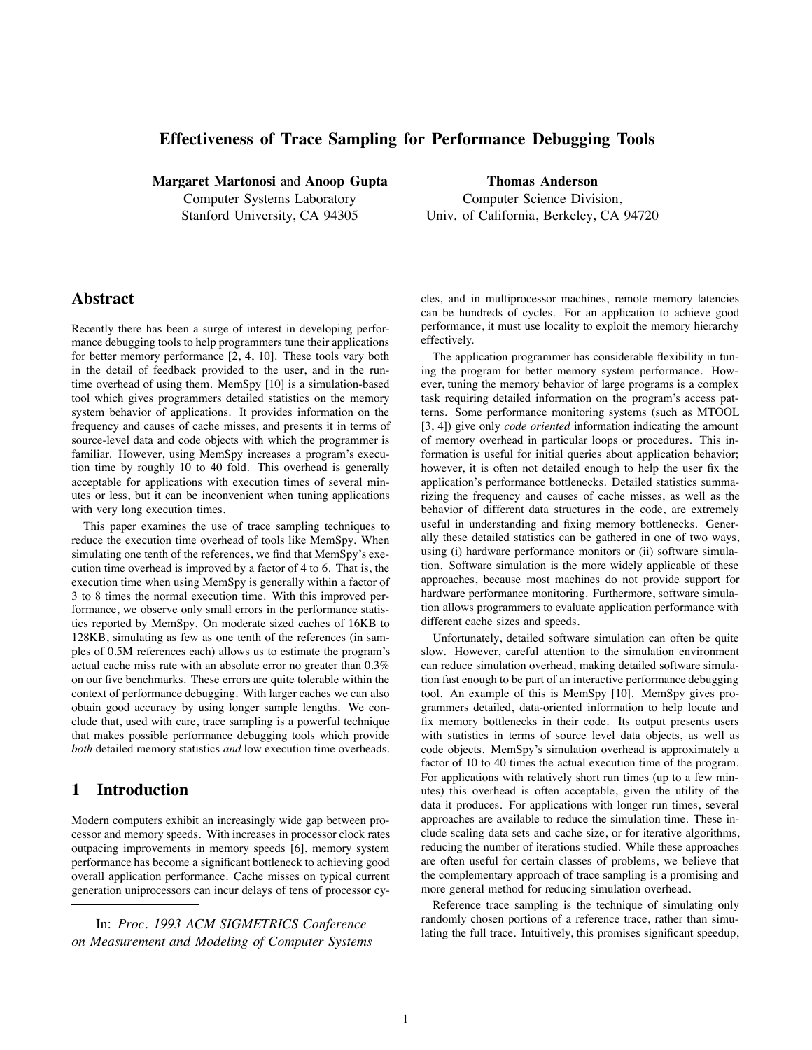# Effectiveness of Trace Sampling for Performance Debugging Tools

**Margaret Martonosi** and **Anoop Gupta**
Computer Systems Laboratory
Stanford University, CA 94305

**Thomas Anderson**
Computer Science Division,
Univ. of California, Berkeley, CA 94720

## Abstract

Recently there has been a surge of interest in developing performance debugging tools to help programmers tune their applications for better memory performance [2, 4, 10]. These tools vary both in the detail of feedback provided to the user, and in the runtime overhead of using them. MemSpy [10] is a simulation-based tool which gives programmers detailed statistics on the memory system behavior of applications. It provides information on the frequency and causes of cache misses, and presents it in terms of source-level data and code objects with which the programmer is familiar. However, using MemSpy increases a program's execution time by roughly 10 to 40 fold. This overhead is generally acceptable for applications with execution times of several minutes or less, but it can be inconvenient when tuning applications with very long execution times.

This paper examines the use of trace sampling techniques to reduce the execution time overhead of tools like MemSpy. When simulating one tenth of the references, we find that MemSpy's execution time overhead is improved by a factor of 4 to 6. That is, the execution time when using MemSpy is generally within a factor of 3 to 8 times the normal execution time. With this improved performance, we observe only small errors in the performance statistics reported by MemSpy. On moderate sized caches of 16KB to 128KB, simulating as few as one tenth of the references (in samples of 0.5M references each) allows us to estimate the program's actual cache miss rate with an absolute error no greater than 0.3% on our five benchmarks. These errors are quite tolerable within the context of performance debugging. With larger caches we can also obtain good accuracy by using longer sample lengths. We conclude that, used with care, trace sampling is a powerful technique that makes possible performance debugging tools which provide *both* detailed memory statistics *and* low execution time overheads.

## 1 Introduction

Modern computers exhibit an increasingly wide gap between processor and memory speeds. With increases in processor clock rates outpacing improvements in memory speeds [6], memory system performance has become a significant bottleneck to achieving good overall application performance. Cache misses on typical current generation uniprocessors can incur delays of tens of processor cycles, and in multiprocessor machines, remote memory latencies can be hundreds of cycles. For an application to achieve good performance, it must use locality to exploit the memory hierarchy effectively.

The application programmer has considerable flexibility in tuning the program for better memory system performance. However, tuning the memory behavior of large programs is a complex task requiring detailed information on the program's access patterns. Some performance monitoring systems (such as MTOOL [3, 4]) give only *code oriented* information indicating the amount of memory overhead in particular loops or procedures. This information is useful for initial queries about application behavior; however, it is often not detailed enough to help the user fix the application's performance bottlenecks. Detailed statistics summarizing the frequency and causes of cache misses, as well as the behavior of different data structures in the code, are extremely useful in understanding and fixing memory bottlenecks. Generally these detailed statistics can be gathered in one of two ways, using (i) hardware performance monitors or (ii) software simulation. Software simulation is the more widely applicable of these approaches, because most machines do not provide support for hardware performance monitoring. Furthermore, software simulation allows programmers to evaluate application performance with different cache sizes and speeds.

Unfortunately, detailed software simulation can often be quite slow. However, careful attention to the simulation environment can reduce simulation overhead, making detailed software simulation fast enough to be part of an interactive performance debugging tool. An example of this is MemSpy [10]. MemSpy gives programmers detailed, data-oriented information to help locate and fix memory bottlenecks in their code. Its output presents users with statistics in terms of source level data objects, as well as code objects. MemSpy's simulation overhead is approximately a factor of 10 to 40 times the actual execution time of the program. For applications with relatively short run times (up to a few minutes) this overhead is often acceptable, given the utility of the data it produces. For applications with longer run times, several approaches are available to reduce the simulation time. These include scaling data sets and cache size, or for iterative algorithms, reducing the number of iterations studied. While these approaches are often useful for certain classes of problems, we believe that the complementary approach of trace sampling is a promising and more general method for reducing simulation overhead.

Reference trace sampling is the technique of simulating only randomly chosen portions of a reference trace, rather than simulating the full trace. Intuitively, this promises significant speedup,

In: *Proc. 1993 ACM SIGMETRICS Conference on Measurement and Modeling of Computer Systems*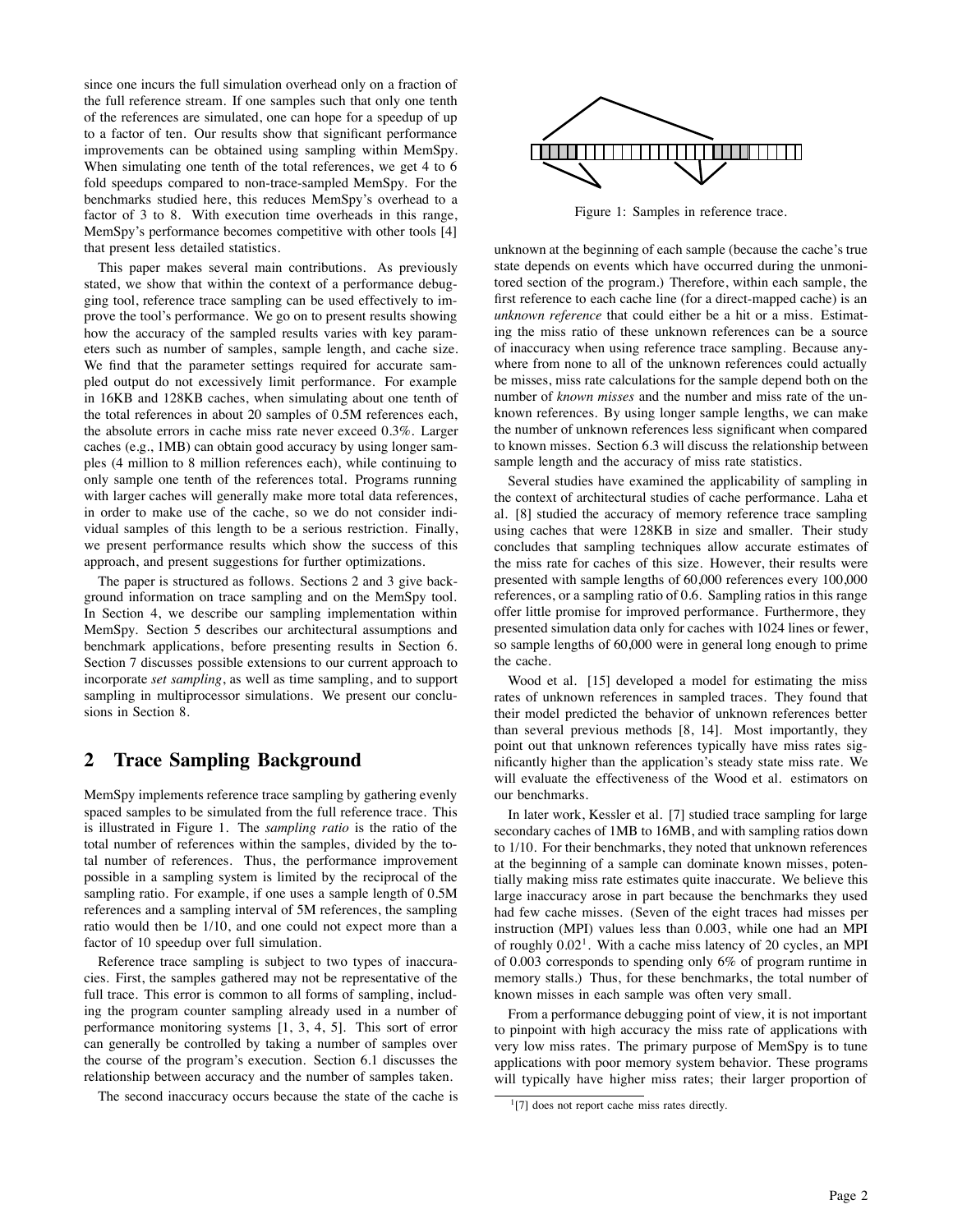since one incurs the full simulation overhead only on a fraction of the full reference stream. If one samples such that only one tenth of the references are simulated, one can hope for a speedup of up to a factor of ten. Our results show that significant performance improvements can be obtained using sampling within MemSpy. When simulating one tenth of the total references, we get 4 to 6 fold speedups compared to non-trace-sampled MemSpy. For the benchmarks studied here, this reduces MemSpy's overhead to a factor of 3 to 8. With execution time overheads in this range, MemSpy's performance becomes competitive with other tools [4] that present less detailed statistics.

This paper makes several main contributions. As previously stated, we show that within the context of a performance debugging tool, reference trace sampling can be used effectively to improve the tool's performance. We go on to present results showing how the accuracy of the sampled results varies with key parameters such as number of samples, sample length, and cache size. We find that the parameter settings required for accurate sampled output do not excessively limit performance. For example in 16KB and 128KB caches, when simulating about one tenth of the total references in about 20 samples of 0.5M references each, the absolute errors in cache miss rate never exceed 0.3%. Larger caches (e.g., 1MB) can obtain good accuracy by using longer samples (4 million to 8 million references each), while continuing to only sample one tenth of the references total. Programs running with larger caches will generally make more total data references, in order to make use of the cache, so we do not consider individual samples of this length to be a serious restriction. Finally, we present performance results which show the success of this approach, and present suggestions for further optimizations.

The paper is structured as follows. Sections 2 and 3 give background information on trace sampling and on the MemSpy tool. In Section 4, we describe our sampling implementation within MemSpy. Section 5 describes our architectural assumptions and benchmark applications, before presenting results in Section 6. Section 7 discusses possible extensions to our current approach to incorporate *set sampling*, as well as time sampling, and to support sampling in multiprocessor simulations. We present our conclusions in Section 8.

## 2 Trace Sampling Background

MemSpy implements reference trace sampling by gathering evenly spaced samples to be simulated from the full reference trace. This is illustrated in Figure 1. The *sampling ratio* is the ratio of the total number of references within the samples, divided by the total number of references. Thus, the performance improvement possible in a sampling system is limited by the reciprocal of the sampling ratio. For example, if one uses a sample length of 0.5M references and a sampling interval of 5M references, the sampling ratio would then be 1/10, and one could not expect more than a factor of 10 speedup over full simulation.

Reference trace sampling is subject to two types of inaccuracies. First, the samples gathered may not be representative of the full trace. This error is common to all forms of sampling, including the program counter sampling already used in a number of performance monitoring systems [1, 3, 4, 5]. This sort of error can generally be controlled by taking a number of samples over the course of the program's execution. Section 6.1 discusses the relationship between accuracy and the number of samples taken.

The second inaccuracy occurs because the state of the cache is unknown at the beginning of each sample (because the cache's true state depends on events which have occurred during the unmonitored section of the program.) Therefore, within each sample, the first reference to each cache line (for a direct-mapped cache) is an *unknown reference* that could either be a hit or a miss. Estimating the miss ratio of these unknown references can be a source of inaccuracy when using reference trace sampling. Because anywhere from none to all of the unknown references could actually be misses, miss rate calculations for the sample depend both on the number of *known misses* and the number and miss rate of the unknown references. By using longer sample lengths, we can make the number of unknown references less significant when compared to known misses. Section 6.3 will discuss the relationship between sample length and the accuracy of miss rate statistics.

Figure 1: Samples in reference trace.

Several studies have examined the applicability of sampling in the context of architectural studies of cache performance. Laha et al. [8] studied the accuracy of memory reference trace sampling using caches that were 128KB in size and smaller. Their study concludes that sampling techniques allow accurate estimates of the miss rate for caches of this size. However, their results were presented with sampling lengths of 60,000 references every 100,000 references, or a sampling ratio of 0.6. Sampling ratios in this range offer little promise for improved performance. Furthermore, they presented simulation data only for caches with 1024 lines or fewer, so sample lengths of 60,000 were in general long enough to prime the cache.

Wood et al. [15] developed a model for estimating the miss rates of unknown references in sampled traces. They found that their model predicted the behavior of unknown references better than several previous methods [8, 14]. Most importantly, they point out that unknown references typically have miss rates significantly higher than the application's steady state miss rate. We will evaluate the effectiveness of the Wood et al. estimators on our benchmarks.

In later work, Kessler et al. [7] studied trace sampling for large secondary caches of 1MB to 16MB, and with sampling ratios down to 1/10. For their benchmarks, they noted that unknown references at the beginning of a sample can dominate known misses, potentially making miss rate estimates quite inaccurate. We believe this large inaccuracy arose in part because the benchmarks they used had few cache misses. (Seven of the eight traces had misses per instruction (MPI) values less than 0.003, while one had an MPI of roughly 0.02[1]. With a cache miss latency of 20 cycles, an MPI of 0.003 corresponds to spending only 6% of program runtime in memory stalls.) Thus, for these benchmarks, the total number of known misses in each sample was often very small.

From a performance debugging point of view, it is not important to pinpoint with high accuracy the miss rate of applications with very low miss rates. The primary purpose of MemSpy is to tune applications with poor memory system behavior. These programs will typically have higher miss rates; their larger proportion of

[1] [7] does not report cache miss rates directly.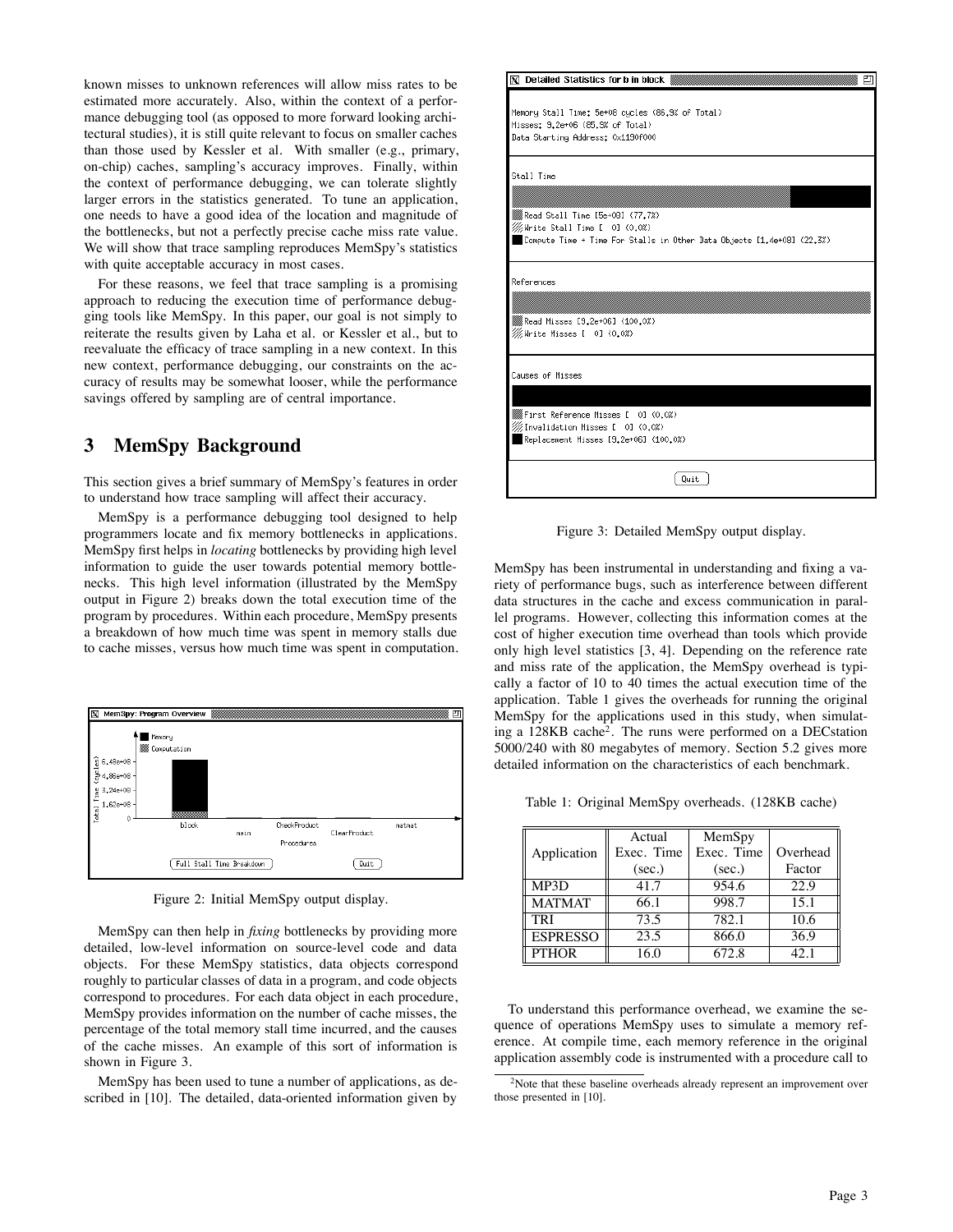known misses to unknown references will allow miss rates to be estimated more accurately. Also, within the context of a performance debugging tool (as opposed to more forward looking architectural studies), it is still quite relevant to focus on smaller caches than those used by Kessler et al. With smaller (e.g., primary, on-chip) caches, sampling's accuracy improves. Finally, within the context of performance debugging, we can tolerate slightly larger errors in the statistics generated. To tune an application, one needs to have a good idea of the location and magnitude of the bottlenecks, but not a perfectly precise cache miss rate value. We will show that trace sampling reproduces MemSpy's statistics with quite acceptable accuracy in most cases.

For these reasons, we feel that trace sampling is a promising approach to reducing the execution time of performance debugging tools like MemSpy. In this paper, our goal is not simply to reiterate the results given by Laha et al. or Kessler et al., but to reevaluate the efficacy of trace sampling in a new context. In this new context, performance debugging, our constraints on the accuracy of results may be somewhat looser, while the performance savings offered by sampling are of central importance.

## 3 MemSpy Background

This section gives a brief summary of MemSpy's features in order to understand how trace sampling will affect their accuracy.

MemSpy is a performance debugging tool designed to help programmers locate and fix memory bottlenecks in applications. MemSpy first helps in *locating* bottlenecks by providing high level information to guide the user towards potential memory bottlenecks. This high level information (illustrated by the MemSpy output in Figure 2) breaks down the total execution time of the program by procedures. Within each procedure, MemSpy presents a breakdown of how much time was spent in memory stalls due to cache misses, versus how much time was spent in computation.

Figure 2: Initial MemSpy output display.

MemSpy can then help in *fixing* bottlenecks by providing more detailed, low-level information on source-level code and data objects. For these MemSpy statistics, data objects correspond roughly to particular classes of data in a program, and code objects correspond to procedures. For each data object in each procedure, MemSpy provides information on the number of cache misses, the percentage of the total memory stall time incurred, and the causes of the cache misses. An example of this sort of information is shown in Figure 3.

MemSpy has been used to tune a number of applications, as described in [10]. The detailed, data-oriented information given by

Figure 3: Detailed MemSpy output display.

MemSpy has been instrumental in understanding and fixing a variety of performance bugs, such as interference between different data structures in the cache and excess communication in parallel programs. However, collecting this information comes at the cost of higher execution time overhead than tools which provide only high level statistics [3, 4]. Depending on the reference rate and miss rate of the application, the MemSpy overhead is typically a factor of 10 to 40 times the actual execution time of the application. Table 1 gives the overheads for running the original MemSpy for the applications used in this study, when simulating a 128KB cache[2]. The runs were performed on a DECstation 5000/240 with 80 megabytes of memory. Section 5.2 gives more detailed information on the characteristics of each benchmark.

Table 1: Original MemSpy overheads. (128KB cache)

| Application | Actual Exec. Time (sec.) | MemSpy Exec. Time (sec.) | Overhead Factor |
|---|---|---|---|
| MP3D | 41.7 | 954.6 | 22.9 |
| MATMAT | 66.1 | 998.7 | 15.1 |
| TRI | 73.5 | 782.1 | 10.6 |
| ESPRESSO | 23.5 | 866.0 | 36.9 |
| PTHOR | 16.0 | 672.8 | 42.1 |

To understand this performance overhead, we examine the sequence of operations MemSpy uses to simulate a memory reference. At compile time, each memory reference in the original application assembly code is instrumented with a procedure call to

[2] Note that these baseline overheads already represent an improvement over those presented in [10].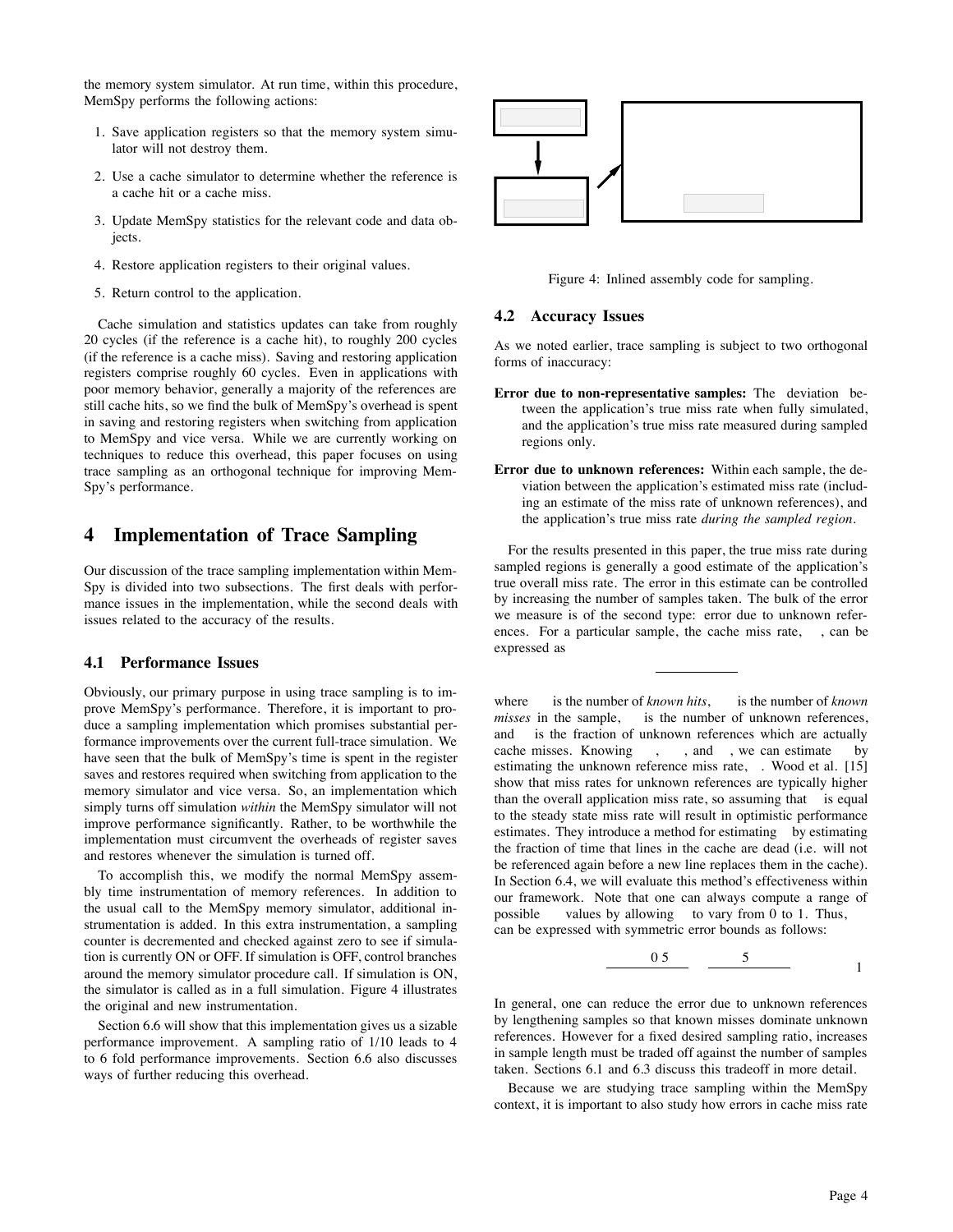the memory system simulator. At run time, within this procedure, MemSpy performs the following actions:

1. Save application registers so that the memory system simulator will not destroy them.
2. Use a cache simulator to determine whether the reference is a cache hit or a cache miss.
3. Update MemSpy statistics for the relevant code and data objects.
4. Restore application registers to their original values.
5. Return control to the application.

Cache simulation and statistics updates can take from roughly 20 cycles (if the reference is a cache hit), to roughly 200 cycles (if the reference is a cache miss). Saving and restoring application registers comprise roughly 60 cycles. Even in applications with poor memory behavior, generally a majority of the references are still cache hits, so we find the bulk of MemSpy's overhead is spent in saving and restoring registers when switching from application to MemSpy and vice versa. While we are currently working on techniques to reduce this overhead, this paper focuses on using trace sampling as an orthogonal technique for improving MemSpy's performance.

# 4 Implementation of Trace Sampling

Our discussion of the trace sampling implementation within MemSpy is divided into two subsections. The first deals with performance issues in the implementation, while the second deals with issues related to the accuracy of the results.

## 4.1 Performance Issues

Obviously, our primary purpose in using trace sampling is to improve MemSpy's performance. Therefore, it is important to produce a sampling implementation which promises substantial performance improvements over the current full-trace simulation. We have seen that the bulk of MemSpy's time is spent in the register saves and restores required when switching from application to the memory simulator and vice versa. So, an implementation which simply turns off simulation *within* the MemSpy simulator will not improve performance significantly. Rather, to be worthwhile the implementation must circumvent the overheads of register saves and restores whenever the simulation is turned off.

To accomplish this, we modify the normal MemSpy assembly time instrumentation of memory references. In addition to the usual call to the MemSpy memory simulator, additional instrumentation is added. In this extra instrumentation, a sampling counter is decremented and checked against zero to see if simulation is currently ON or OFF. If simulation is OFF, control branches around the memory simulator procedure call. If simulation is ON, the simulator is called as in a full simulation. Figure 4 illustrates the original and new instrumentation.

Section 6.6 will show that this implementation gives us a sizable performance improvement. A sampling ratio of 1/10 leads to 4 to 6 fold performance improvements. Section 6.6 also discusses ways of further reducing this overhead.

Figure 4: Inlined assembly code for sampling.

## 4.2 Accuracy Issues

As we noted earlier, trace sampling is subject to two orthogonal forms of inaccuracy:

**Error due to non-representative samples:** The deviation between the application's true miss rate when fully simulated, and the application's true miss rate measured during sampled regions only.

**Error due to unknown references:** Within each sample, the deviation between the application's estimated miss rate (including an estimate of the miss rate of unknown references), and the application's true miss rate *during the sampled region*.

For the results presented in this paper, the true miss rate during sampled regions is generally a good estimate of the application's true overall miss rate. The error in this estimate can be controlled by increasing the number of samples taken. The bulk of the error we measure is of the second type: error due to unknown references. For a particular sample, the cache miss rate, , can be expressed as

where is the number of *known hits*, is the number of *known misses* in the sample, is the number of unknown references, and is the fraction of unknown references which are actually cache misses. Knowing , , and , we can estimate by estimating the unknown reference miss rate, . Wood et al. [15] show that miss rates for unknown references are typically higher than the overall application miss rate, so assuming that is equal to the steady state miss rate will result in optimistic performance estimates. They introduce a method for estimating by estimating the fraction of time that lines in the cache are dead (i.e. will not be referenced again before a new line replaces them in the cache). In Section 6.4, we will evaluate this method's effectiveness within our framework. Note that one can always compute a range of possible values by allowing to vary from 0 to 1. Thus, can be expressed with symmetric error bounds as follows:

$$\frac{\quad 0\ 5 \quad}{\quad} \qquad \frac{\quad 5 \quad}{\quad} \qquad (1)$$

In general, one can reduce the error due to unknown references by lengthening samples so that known misses dominate unknown references. However for a fixed desired sampling ratio, increases in sample length must be traded off against the number of samples taken. Sections 6.1 and 6.3 discuss this tradeoff in more detail.

Because we are studying trace sampling within the MemSpy context, it is important to also study how errors in cache miss rate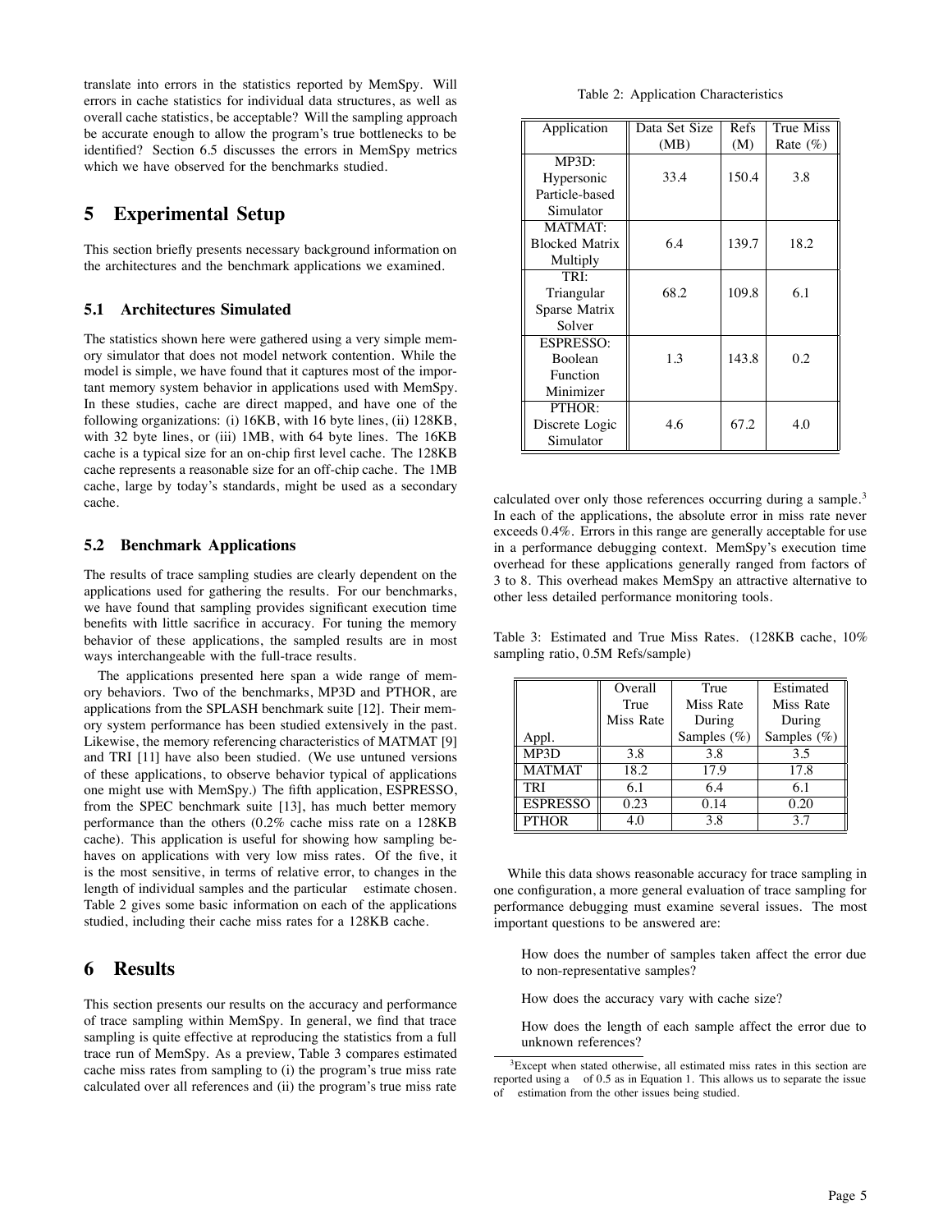translate into errors in the statistics reported by MemSpy. Will errors in cache statistics for individual data structures, as well as overall cache statistics, be acceptable? Will the sampling approach be accurate enough to allow the program's true bottlenecks to be identified? Section 6.5 discusses the errors in MemSpy metrics which we have observed for the benchmarks studied.

# 5 Experimental Setup

This section briefly presents necessary background information on the architectures and the benchmark applications we examined.

## 5.1 Architectures Simulated

The statistics shown here were gathered using a very simple memory simulator that does not model network contention. While the model is simple, we have found that it captures most of the important memory system behavior in applications used with MemSpy. In these studies, cache are direct mapped, and have one of the following organizations: (i) 16KB, with 16 byte lines, (ii) 128KB, with 32 byte lines, or (iii) 1MB, with 64 byte lines. The 16KB cache is a typical size for an on-chip first level cache. The 128KB cache represents a reasonable size for an off-chip cache. The 1MB cache, large by today's standards, might be used as a secondary cache.

## 5.2 Benchmark Applications

The results of trace sampling studies are clearly dependent on the applications used for gathering the results. For our benchmarks, we have found that sampling provides significant execution time benefits with little sacrifice in accuracy. For tuning the memory behavior of these applications, the sampled results are in most ways interchangeable with the full-trace results.

The applications presented here span a wide range of memory behaviors. Two of the benchmarks, MP3D and PTHOR, are applications from the SPLASH benchmark suite [12]. Their memory system performance has been studied extensively in the past. Likewise, the memory referencing characteristics of MATMAT [9] and TRI [11] have also been studied. (We use untuned versions of these applications, to observe behavior typical of applications one might use with MemSpy.) The fifth application, ESPRESSO, from the SPEC benchmark suite [13], has much better memory performance than the others (0.2% cache miss rate on a 128KB cache). This application is useful for showing how sampling behaves on applications with very low miss rates. Of the five, it is the most sensitive, in terms of relative error, to changes in the length of individual samples and the particular estimate chosen. Table 2 gives some basic information on each of the applications studied, including their cache miss rates for a 128KB cache.

Table 2: Application Characteristics

| Application | Data Set Size (MB) | Refs (M) | True Miss Rate (%) |
|---|---|---|---|
| MP3D: Hypersonic Particle-based Simulator | 33.4 | 150.4 | 3.8 |
| MATMAT: Blocked Matrix Multiply | 6.4 | 139.7 | 18.2 |
| TRI: Triangular Sparse Matrix Solver | 68.2 | 109.8 | 6.1 |
| ESPRESSO: Boolean Function Minimizer | 1.3 | 143.8 | 0.2 |
| PTHOR: Discrete Logic Simulator | 4.6 | 67.2 | 4.0 |

# 6 Results

This section presents our results on the accuracy and performance of trace sampling within MemSpy. In general, we find that trace sampling is quite effective at reproducing the statistics from a full trace run of MemSpy. As a preview, Table 3 compares estimated cache miss rates from sampling to (i) the program's true miss rate calculated over all references and (ii) the program's true miss rate calculated over only those references occurring during a sample.[3] In each of the applications, the absolute error in miss rate never exceeds 0.4%. Errors in this range are generally acceptable for use in a performance debugging context. MemSpy's execution time overhead for these applications generally ranged from factors of 3 to 8. This overhead makes MemSpy an attractive alternative to other less detailed performance monitoring tools.

Table 3: Estimated and True Miss Rates. (128KB cache, 10% sampling ratio, 0.5M Refs/sample)

| Appl. | Overall True Miss Rate | True Miss Rate During Samples (%) | Estimated Miss Rate During Samples (%) |
|---|---|---|---|
| MP3D | 3.8 | 3.8 | 3.5 |
| MATMAT | 18.2 | 17.9 | 17.8 |
| TRI | 6.1 | 6.4 | 6.1 |
| ESPRESSO | 0.23 | 0.14 | 0.20 |
| PTHOR | 4.0 | 3.8 | 3.7 |

While this data shows reasonable accuracy for trace sampling in one configuration, a more general evaluation of trace sampling for performance debugging must examine several issues. The most important questions to be answered are:

- How does the number of samples taken affect the error due to non-representative samples?
- How does the accuracy vary with cache size?
- How does the length of each sample affect the error due to unknown references?

[3] Except when stated otherwise, all estimated miss rates in this section are reported using a of 0.5 as in Equation 1. This allows us to separate the issue of estimation from the other issues being studied.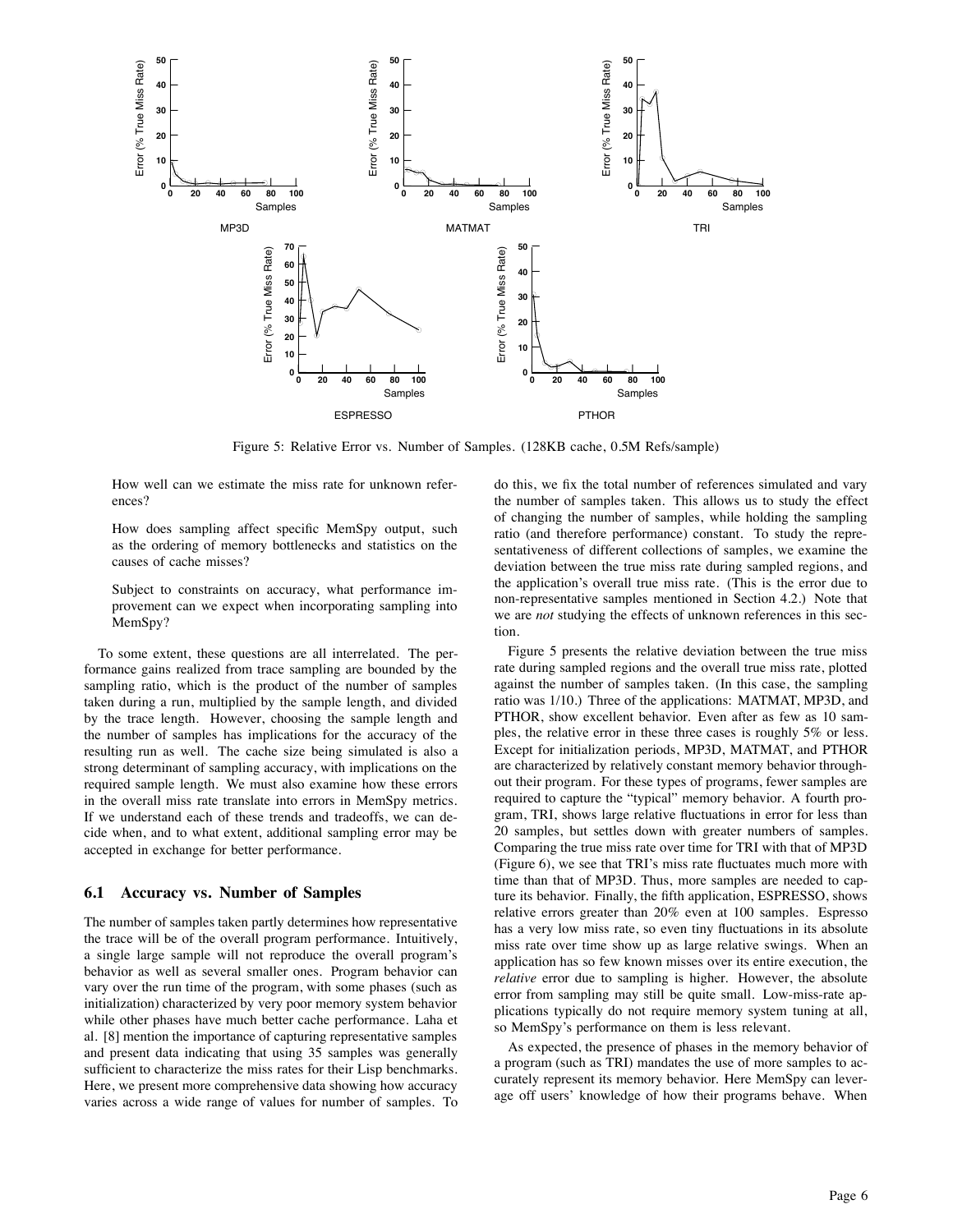Figure 5: Relative Error vs. Number of Samples. (128KB cache, 0.5M Refs/sample)

How well can we estimate the miss rate for unknown references?

How does sampling affect specific MemSpy output, such as the ordering of memory bottlenecks and statistics on the causes of cache misses?

Subject to constraints on accuracy, what performance improvement can we expect when incorporating sampling into MemSpy?

To some extent, these questions are all interrelated. The performance gains realized from trace sampling are bounded by the sampling ratio, which is the product of the number of samples taken during a run, multiplied by the sample length, and divided by the trace length. However, choosing the sample length and the number of samples has implications for the accuracy of the resulting run as well. The cache size being simulated is also a strong determinant of sampling accuracy, with implications on the required sample length. We must also examine how these errors in the overall miss rate translate into errors in MemSpy metrics. If we understand each of these trends and tradeoffs, we can decide when, and to what extent, additional sampling error may be accepted in exchange for better performance.

### 6.1 Accuracy vs. Number of Samples

The number of samples taken partly determines how representative the trace will be of the overall program performance. Intuitively, a single large sample will not reproduce the overall program's behavior as well as several smaller ones. Program behavior can vary over the run time of the program, with some phases (such as initialization) characterized by very poor memory system behavior while other phases have much better cache performance. Laha et al. [8] mention the importance of capturing representative samples and present data indicating that using 35 samples was generally sufficient to characterize the miss rates for their Lisp benchmarks. Here, we present more comprehensive data showing how accuracy varies across a wide range of values for number of samples. To do this, we fix the total number of references simulated and vary the number of samples taken. This allows us to study the effect of changing the number of samples, while holding the sampling ratio (and therefore performance) constant. To study the representativeness of different collections of samples, we examine the deviation between the true miss rate during sampled regions, and the application's overall true miss rate. (This is the error due to non-representative samples mentioned in Section 4.2.) Note that we are *not* studying the effects of unknown references in this section.

Figure 5 presents the relative deviation between the true miss rate during sampled regions and the overall true miss rate, plotted against the number of samples taken. (In this case, the sampling ratio was 1/10.) Three of the applications: MATMAT, MP3D, and PTHOR, show excellent behavior. Even after as few as 10 samples, the relative error in these three cases is roughly 5% or less. Except for initialization periods, MP3D, MATMAT, and PTHOR are characterized by relatively constant memory behavior throughout their program. For these types of programs, fewer samples are required to capture the "typical" memory behavior. A fourth program, TRI, shows large relative fluctuations in error for less than 20 samples, but settles down with greater numbers of samples. Comparing the true miss rate over time for TRI with that of MP3D (Figure 6), we see that TRI's miss rate fluctuates much more with time than that of MP3D. Thus, more samples are needed to capture its behavior. Finally, the fifth application, ESPRESSO, shows relative errors greater than 20% even at 100 samples. Espresso has a very low miss rate, so even tiny fluctuations in its absolute miss rate over time show up as large relative swings. When an application has so few known misses over its entire execution, the *relative* error due to sampling is higher. However, the absolute error from sampling may still be quite small. Low-miss-rate applications typically do not require memory system tuning at all, so MemSpy's performance on them is less relevant.

As expected, the presence of phases in the memory behavior of a program (such as TRI) mandates the use of more samples to accurately represent its memory behavior. Here MemSpy can leverage off users' knowledge of how their programs behave. When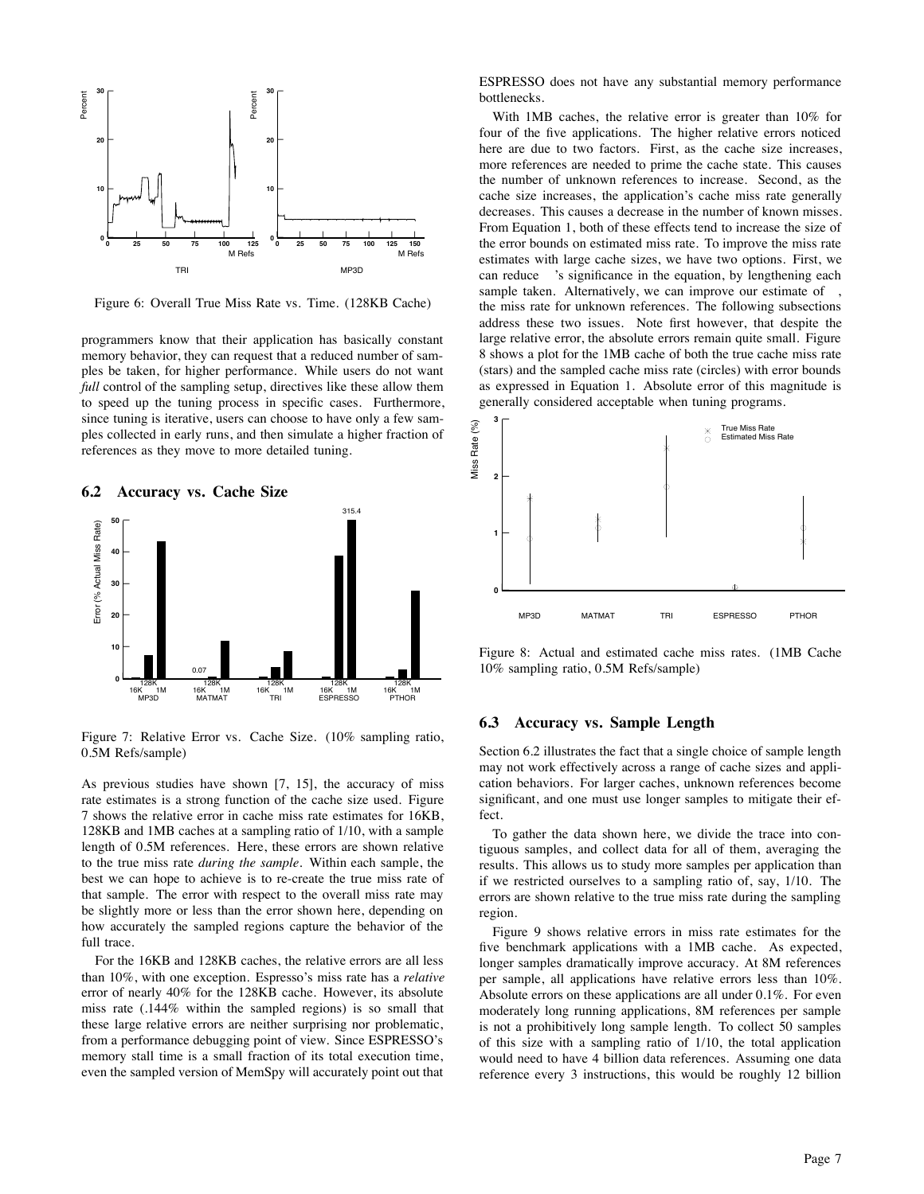Figure 6: Overall True Miss Rate vs. Time. (128KB Cache)

programmers know that their application has basically constant memory behavior, they can request that a reduced number of samples be taken, for higher performance. While users do not want *full* control of the sampling setup, directives like these allow them to speed up the tuning process in specific cases. Furthermore, since tuning is iterative, users can choose to have only a few samples collected in early runs, and then simulate a higher fraction of references as they move to more detailed tuning.

## 6.2 Accuracy vs. Cache Size

Figure 7: Relative Error vs. Cache Size. (10% sampling ratio, 0.5M Refs/sample)

As previous studies have shown [7, 15], the accuracy of miss rate estimates is a strong function of the cache size used. Figure 7 shows the relative error in cache miss rate estimates for 16KB, 128KB and 1MB caches at a sampling ratio of 1/10, with a sample length of 0.5M references. Here, these errors are shown relative to the true miss rate *during the sample*. Within each sample, the best we can hope to achieve is to re-create the true miss rate of that sample. The error with respect to the overall miss rate may be slightly more or less than the error shown here, depending on how accurately the sampled regions capture the behavior of the full trace.

For the 16KB and 128KB caches, the relative errors are all less than 10%, with one exception. Espresso's miss rate has a *relative* error of nearly 40% for the 128KB cache. However, its absolute miss rate (.144% within the sampled regions) is so small that these large relative errors are neither surprising nor problematic, from a performance debugging point of view. Since ESPRESSO's memory stall time is a small fraction of its total execution time, even the sampled version of MemSpy will accurately point out that ESPRESSO does not have any substantial memory performance bottlenecks.

With 1MB caches, the relative error is greater than 10% for four of the five applications. The higher relative errors noticed here are due to two factors. First, as the cache size increases, more references are needed to prime the cache state. This causes the number of unknown references to increase. Second, as the cache size increases, the application's cache miss rate generally decreases. This causes a decrease in the number of known misses. From Equation 1, both of these effects tend to increase the size of the error bounds on estimated miss rate. To improve the miss rate estimates with large cache sizes, we have two options. First, we can reduce 's significance in the equation, by lengthening each sample taken. Alternatively, we can improve our estimate of , the miss rate for unknown references. The following subsections address these two issues. Note first however, that despite the large relative error, the absolute errors remain quite small. Figure 8 shows a plot for the 1MB cache of both the true cache miss rate (stars) and the sampled cache miss rate (circles) with error bounds as expressed in Equation 1. Absolute error of this magnitude is generally considered acceptable when tuning programs.

Figure 8: Actual and estimated cache miss rates. (1MB Cache 10% sampling ratio, 0.5M Refs/sample)

## 6.3 Accuracy vs. Sample Length

Section 6.2 illustrates the fact that a single choice of sample length may not work effectively across a range of cache sizes and application behaviors. For larger caches, unknown references become significant, and one must use longer samples to mitigate their effect.

To gather the data shown here, we divide the trace into contiguous samples, and collect data for all of them, averaging the results. This allows us to study more samples per application than if we restricted ourselves to a sampling ratio of, say, 1/10. The errors are shown relative to the true miss rate during the sampling region.

Figure 9 shows relative errors in miss rate estimates for the five benchmark applications with a 1MB cache. As expected, longer samples dramatically improve accuracy. At 8M references per sample, all applications have relative errors less than 10%. Absolute errors on these applications are all under 0.1%. For even moderately long running applications, 8M references per sample is not a prohibitively long sample length. To collect 50 samples of this size with a sampling ratio of 1/10, the total application would need to have 4 billion data references. Assuming one data reference every 3 instructions, this would be roughly 12 billion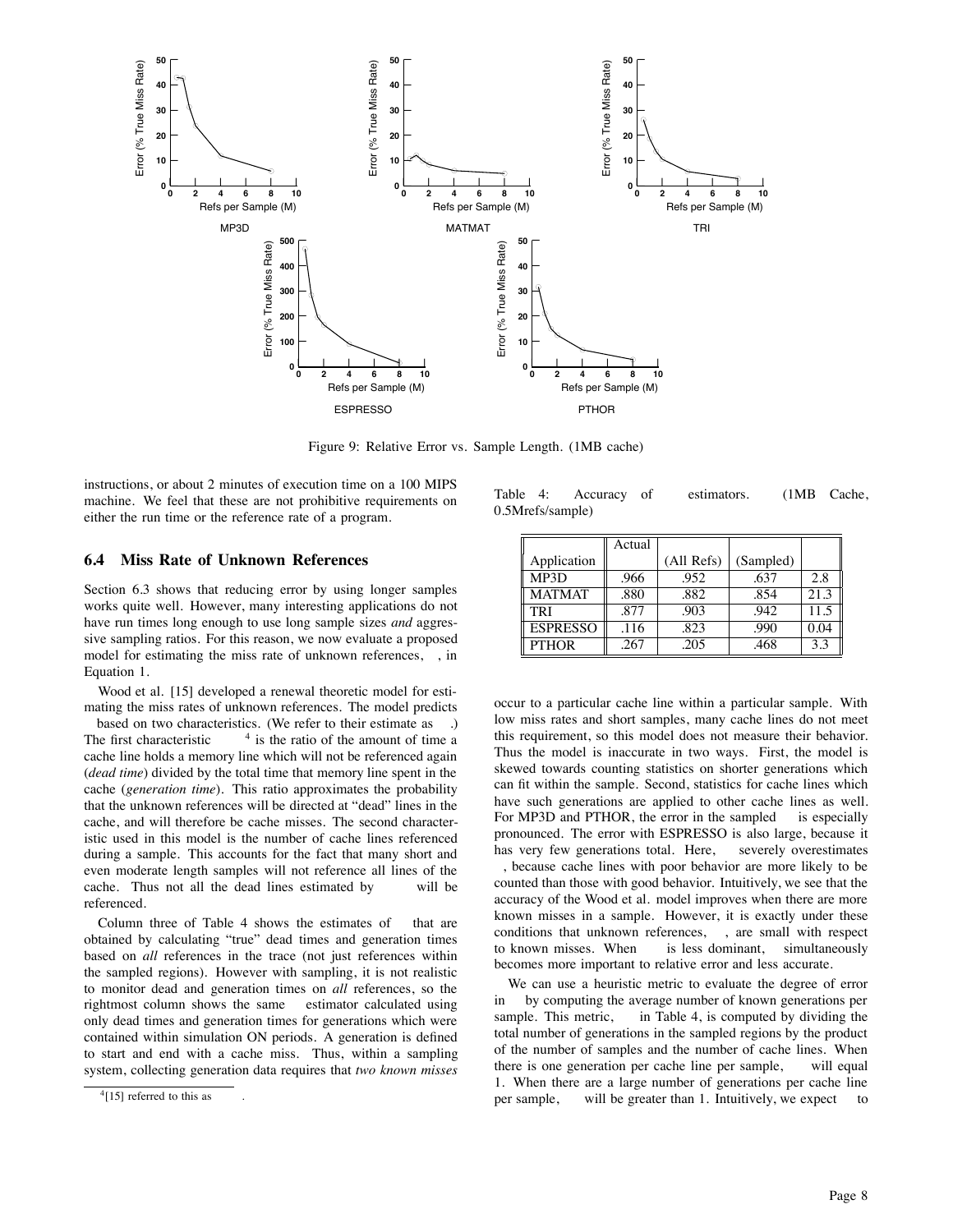Figure 9: Relative Error vs. Sample Length. (1MB cache)

instructions, or about 2 minutes of execution time on a 100 MIPS machine. We feel that these are not prohibitive requirements on either the run time or the reference rate of a program.

### 6.4 Miss Rate of Unknown References

Section 6.3 shows that reducing error by using longer samples works quite well. However, many interesting applications do not have run times long enough to use long sample sizes *and* aggressive sampling ratios. For this reason, we now evaluate a proposed model for estimating the miss rate of unknown references, , in Equation 1.

Wood et al. [15] developed a renewal theoretic model for estimating the miss rates of unknown references. The model predicts based on two characteristics. (We refer to their estimate as .) The first characteristic [4] is the ratio of the amount of time a cache line holds a memory line which will not be referenced again (*dead time*) divided by the total time that memory line spent in the cache (*generation time*). This ratio approximates the probability that the unknown references will be directed at "dead" lines in the cache, and will therefore be cache misses. The second characteristic used in this model is the number of cache lines referenced during a sample. This accounts for the fact that many short and even moderate length samples will not reference all lines of the cache. Thus not all the dead lines estimated by will be referenced.

Column three of Table 4 shows the estimates of that are obtained by calculating "true" dead times and generation times based on *all* references in the trace (not just references within the sampled regions). However with sampling, it is not realistic to monitor dead and generation times on *all* references, so the rightmost column shows the same estimator calculated using only dead times and generation times for generations which were contained within simulation ON periods. A generation is defined to start and end with a cache miss. Thus, within a sampling system, collecting generation data requires that *two known misses* occur to a particular cache line within a particular sample. With low miss rates and short samples, many cache lines do not meet this requirement, so this model does not measure their behavior. Thus the model is inaccurate in two ways. First, the model is skewed towards counting statistics on shorter generations which can fit within the sample. Second, statistics for cache lines which have such generations are applied to other cache lines as well. For MP3D and PTHOR, the error in the sampled is especially pronounced. The error with ESPRESSO is also large, because it has very few generations total. Here, severely overestimates , because cache lines with poor behavior are more likely to be counted than those with good behavior. Intuitively, we see that the accuracy of the Wood et al. model improves when there are more known misses in a sample. However, it is exactly under these conditions that unknown references, , are small with respect to known misses. When is less dominant, simultaneously becomes more important to relative error and less accurate.

Table 4: Accuracy of estimators. (1MB Cache, 0.5Mrefs/sample)

| Application | Actual | (All Refs) | (Sampled) | |
|---|---|---|---|---|
| MP3D | .966 | .952 | .637 | 2.8 |
| MATMAT | .880 | .882 | .854 | 21.3 |
| TRI | .877 | .903 | .942 | 11.5 |
| ESPRESSO | .116 | .823 | .990 | 0.04 |
| PTHOR | .267 | .205 | .468 | 3.3 |

We can use a heuristic metric to evaluate the degree of error in by computing the average number of known generations per sample. This metric, in Table 4, is computed by dividing the total number of generations in the sampled regions by the product of the number of samples and the number of cache lines. When there is one generation per cache line per sample, will equal 1. When there are a large number of generations per cache line per sample, will be greater than 1. Intuitively, we expect to

[4] [15] referred to this as .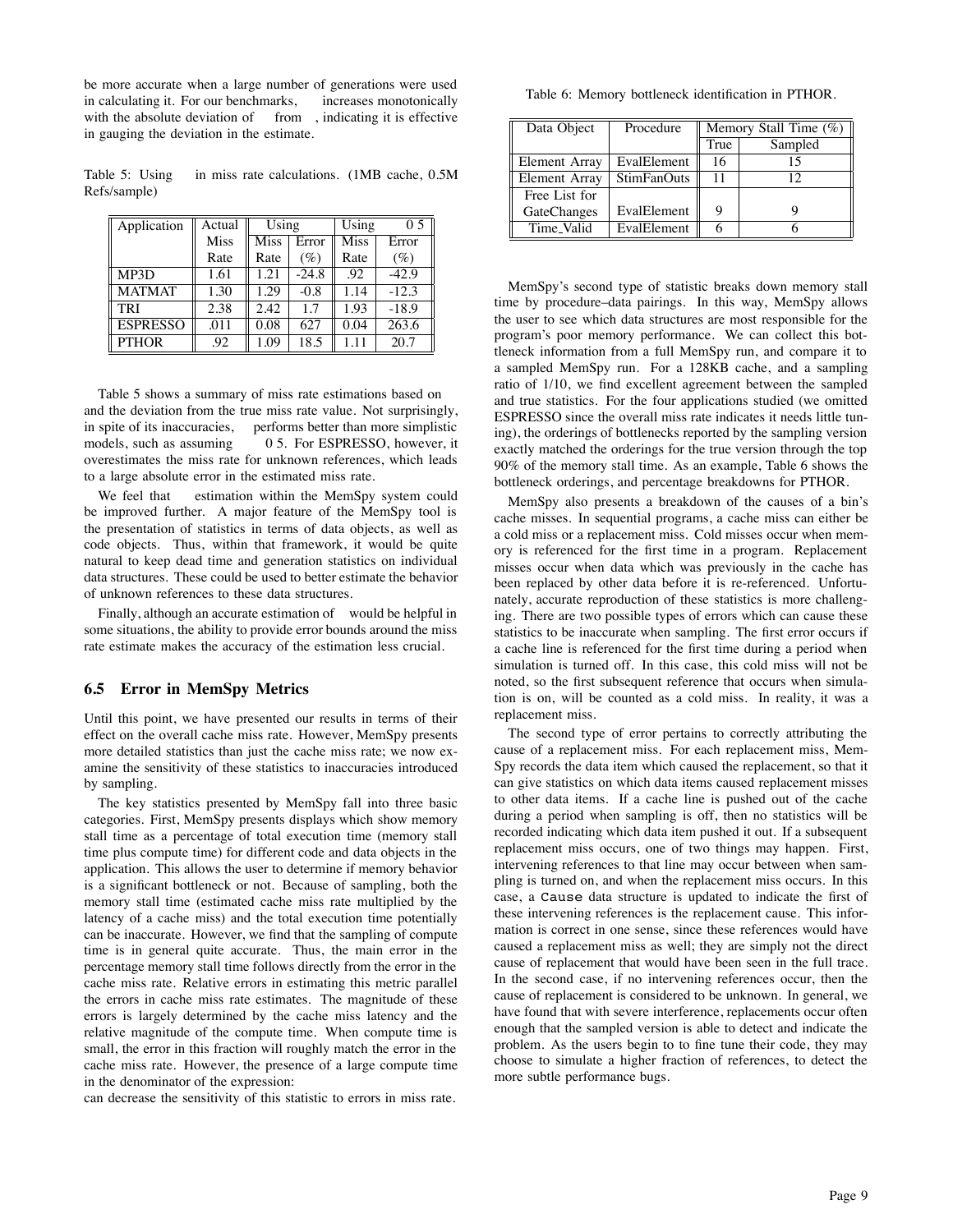be more accurate when a large number of generations were used in calculating it. For our benchmarks, increases monotonically with the absolute deviation of from , indicating it is effective in gauging the deviation in the estimate.

Table 5: Using in miss rate calculations. (1MB cache, 0.5M Refs/sample)

| Application | Actual Miss Rate | Using Miss Rate | Using Error (%) | Using 0 5 Miss Rate | Using 0 5 Error (%) |
|---|---|---|---|---|---|
| MP3D | 1.61 | 1.21 | -24.8 | .92 | -42.9 |
| MATMAT | 1.30 | 1.29 | -0.8 | 1.14 | -12.3 |
| TRI | 2.38 | 2.42 | 1.7 | 1.93 | -18.9 |
| ESPRESSO | .011 | 0.08 | 627 | 0.04 | 263.6 |
| PTHOR | .92 | 1.09 | 18.5 | 1.11 | 20.7 |

Table 5 shows a summary of miss rate estimations based on and the deviation from the true miss rate value. Not surprisingly, in spite of its inaccuracies, performs better than more simplistic models, such as assuming 0 5. For ESPRESSO, however, it overestimates the miss rate for unknown references, which leads to a large absolute error in the estimated miss rate.

We feel that estimation within the MemSpy system could be improved further. A major feature of the MemSpy tool is the presentation of statistics in terms of data objects, as well as code objects. Thus, within that framework, it would be quite natural to keep dead time and generation statistics on individual data structures. These could be used to better estimate the behavior of unknown references to these data structures.

Finally, although an accurate estimation of would be helpful in some situations, the ability to provide error bounds around the miss rate estimate makes the accuracy of the estimation less crucial.

### 6.5 Error in MemSpy Metrics

Until this point, we have presented our results in terms of their effect on the overall cache miss rate. However, MemSpy presents more detailed statistics than just the cache miss rate; we now examine the sensitivity of these statistics to inaccuracies introduced by sampling.

The key statistics presented by MemSpy fall into three basic categories. First, MemSpy presents displays which show memory stall time as a percentage of total execution time (memory stall time plus compute time) for different code and data objects in the application. This allows the user to determine if memory behavior is a significant bottleneck or not. Because of sampling, both the memory stall time (estimated cache miss rate multiplied by the latency of a cache miss) and the total execution time potentially can be inaccurate. However, we find that the sampling of compute time is in general quite accurate. Thus, the main error in the percentage memory stall time follows directly from the error in the cache miss rate. Relative errors in estimating this metric parallel the errors in cache miss rate estimates. The magnitude of these errors is largely determined by the cache miss latency and the relative magnitude of the compute time. When compute time is small, the error in this fraction will roughly match the error in the cache miss rate. However, the presence of a large compute time in the denominator of the expression:

can decrease the sensitivity of this statistic to errors in miss rate.

Table 6: Memory bottleneck identification in PTHOR.

| Data Object | Procedure | Memory Stall Time (%) True | Memory Stall Time (%) Sampled |
|---|---|---|---|
| Element Array | EvalElement | 16 | 15 |
| Element Array | StimFanOuts | 11 | 12 |
| Free List for GateChanges | EvalElement | 9 | 9 |
| Time_Valid | EvalElement | 6 | 6 |

MemSpy's second type of statistic breaks down memory stall time by procedure–data pairings. In this way, MemSpy allows the user to see which data structures are most responsible for the program's poor memory performance. We can collect this bottleneck information from a full MemSpy run, and compare it to a sampled MemSpy run. For a 128KB cache, and a sampling ratio of 1/10, we find excellent agreement between the sampled and true statistics. For the four applications studied (we omitted ESPRESSO since the overall miss rate indicates it needs little tuning), the orderings of bottlenecks reported by the sampling version exactly matched the orderings for the true version through the top 90% of the memory stall time. As an example, Table 6 shows the bottleneck orderings, and percentage breakdowns for PTHOR.

MemSpy also presents a breakdown of the causes of a bin's cache misses. In sequential programs, a cache miss can either be a cold miss or a replacement miss. Cold misses occur when memory is referenced for the first time in a program. Replacement misses occur when data which was previously in the cache has been replaced by other data before it is re-referenced. Unfortunately, accurate reproduction of these statistics is more challenging. There are two possible types of errors which can cause these statistics to be inaccurate when sampling. The first error occurs if a cache line is referenced for the first time during a period when simulation is turned off. In this case, this cold miss will not be noted, so the first subsequent reference that occurs when simulation is on, will be counted as a cold miss. In reality, it was a replacement miss.

The second type of error pertains to correctly attributing the cause of a replacement miss. For each replacement miss, MemSpy records the data item which caused the replacement, so that it can give statistics on which data items caused replacement misses to other data items. If a cache line is pushed out of the cache during a period when sampling is off, then no statistics will be recorded indicating which data item pushed it out. If a subsequent replacement miss occurs, one of two things may happen. First, intervening references to that line may occur between when sampling is turned on, and when the replacement miss occurs. In this case, a `Cause` data structure is updated to indicate the first of these intervening references is the replacement cause. This information is correct in one sense, since these references would have caused a replacement miss as well; they are simply not the direct cause of replacement that would have been seen in the full trace. In the second case, if no intervening references occur, then the cause of replacement is considered to be unknown. In general, we have found that with severe interference, replacements occur often enough that the sampled version is able to detect and indicate the problem. As the users begin to to fine tune their code, they may choose to simulate a higher fraction of references, to detect the more subtle performance bugs.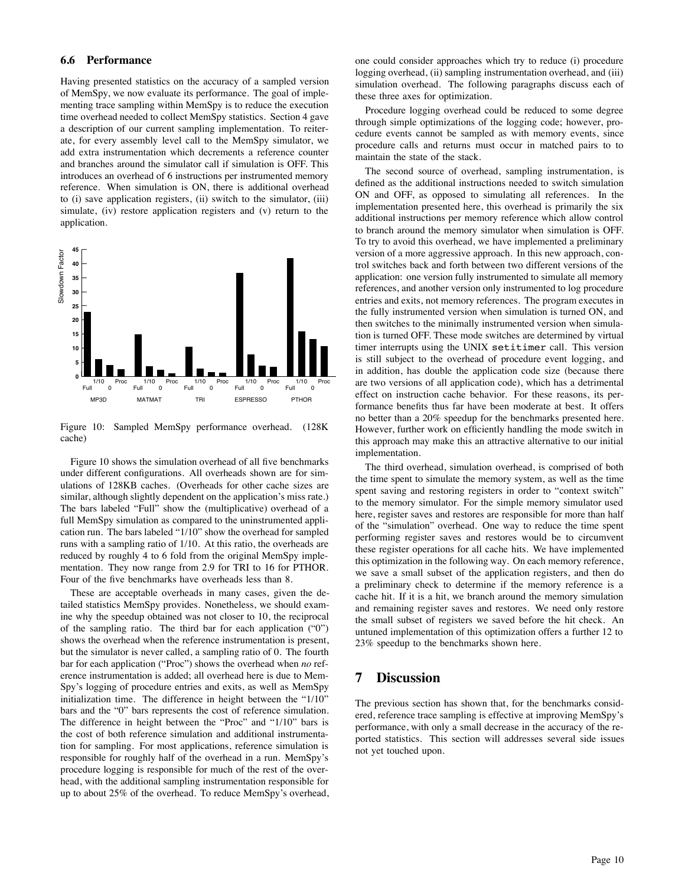### 6.6 Performance

Having presented statistics on the accuracy of a sampled version of MemSpy, we now evaluate its performance. The goal of implementing trace sampling within MemSpy is to reduce the execution time overhead needed to collect MemSpy statistics. Section 4 gave a description of our current sampling implementation. To reiterate, for every assembly level call to the MemSpy simulator, we add extra instrumentation which decrements a reference counter and branches around the simulator call if simulation is OFF. This introduces an overhead of 6 instructions per instrumented memory reference. When simulation is ON, there is additional overhead to (i) save application registers, (ii) switch to the simulator, (iii) simulate, (iv) restore application registers and (v) return to the application.

Figure 10: Sampled MemSpy performance overhead. (128K cache)

Figure 10 shows the simulation overhead of all five benchmarks under different configurations. All overheads shown are for simulations of 128KB caches. (Overheads for other cache sizes are similar, although slightly dependent on the application's miss rate.) The bars labeled "Full" show the (multiplicative) overhead of a full MemSpy simulation as compared to the uninstrumented application run. The bars labeled "1/10" show the overhead for sampled runs with a sampling ratio of 1/10. At this ratio, the overheads are reduced by roughly 4 to 6 fold from the original MemSpy implementation. They now range from 2.9 for TRI to 16 for PTHOR. Four of the five benchmarks have overheads less than 8.

These are acceptable overheads in many cases, given the detailed statistics MemSpy provides. Nonetheless, we should examine why the speedup obtained was not closer to 10, the reciprocal of the sampling ratio. The third bar for each application ("0") shows the overhead when the reference instrumentation is present, but the simulator is never called, a sampling ratio of 0. The fourth bar for each application ("Proc") shows the overhead when *no* reference instrumentation is added; all overhead here is due to MemSpy's logging of procedure entries and exits, as well as MemSpy initialization time. The difference in height between the "1/10" bars and the "0" bars represents the cost of reference simulation. The difference in height between the "Proc" and "1/10" bars is the cost of both reference simulation and additional instrumentation for sampling. For most applications, reference simulation is responsible for roughly half of the overhead in a run. MemSpy's procedure logging is responsible for much of the rest of the overhead, with the additional sampling instrumentation responsible for up to about 25% of the overhead. To reduce MemSpy's overhead, one could consider approaches which try to reduce (i) procedure logging overhead, (ii) sampling instrumentation overhead, and (iii) simulation overhead. The following paragraphs discuss each of these three axes for optimization.

Procedure logging overhead could be reduced to some degree through simple optimizations of the logging code; however, procedure events cannot be sampled as with memory events, since procedure calls and returns must occur in matched pairs to to maintain the state of the stack.

The second source of overhead, sampling instrumentation, is defined as the additional instructions needed to switch simulation ON and OFF, as opposed to simulating all references. In the implementation presented here, this overhead is primarily the six additional instructions per memory reference which allow control to branch around the memory simulator when simulation is OFF. To try to avoid this overhead, we have implemented a preliminary version of a more aggressive approach. In this new approach, control switches back and forth between two different versions of the application: one version fully instrumented to simulate all memory references, and another version only instrumented to log procedure entries and exits, not memory references. The program executes in the fully instrumented version when simulation is turned ON, and then switches to the minimally instrumented version when simulation is turned OFF. These mode switches are determined by virtual timer interrupts using the UNIX `setitimer` call. This version is still subject to the overhead of procedure event logging, and in addition, has double the application code size (because there are two versions of all application code), which has a detrimental effect on instruction cache behavior. For these reasons, its performance benefits thus far have been moderate at best. It offers no better than a 20% speedup for the benchmarks presented here. However, further work on efficiently handling the mode switch in this approach may make this an attractive alternative to our initial implementation.

The third overhead, simulation overhead, is comprised of both the time spent to simulate the memory system, as well as the time spent saving and restoring registers in order to "context switch" to the memory simulator. For the simple memory simulator used here, register saves and restores are responsible for more than half of the "simulation" overhead. One way to reduce the time spent performing register saves and restores would be to circumvent these register operations for all cache hits. We have implemented this optimization in the following way. On each memory reference, we save a small subset of the application registers, and then do a preliminary check to determine if the memory reference is a cache hit. If it is a hit, we branch around the memory simulation and remaining register saves and restores. We need only restore the small subset of registers we saved before the hit check. An untuned implementation of this optimization offers a further 12 to 23% speedup to the benchmarks shown here.

## 7 Discussion

The previous section has shown that, for the benchmarks considered, reference trace sampling is effective at improving MemSpy's performance, with only a small decrease in the accuracy of the reported statistics. This section will addresses several side issues not yet touched upon.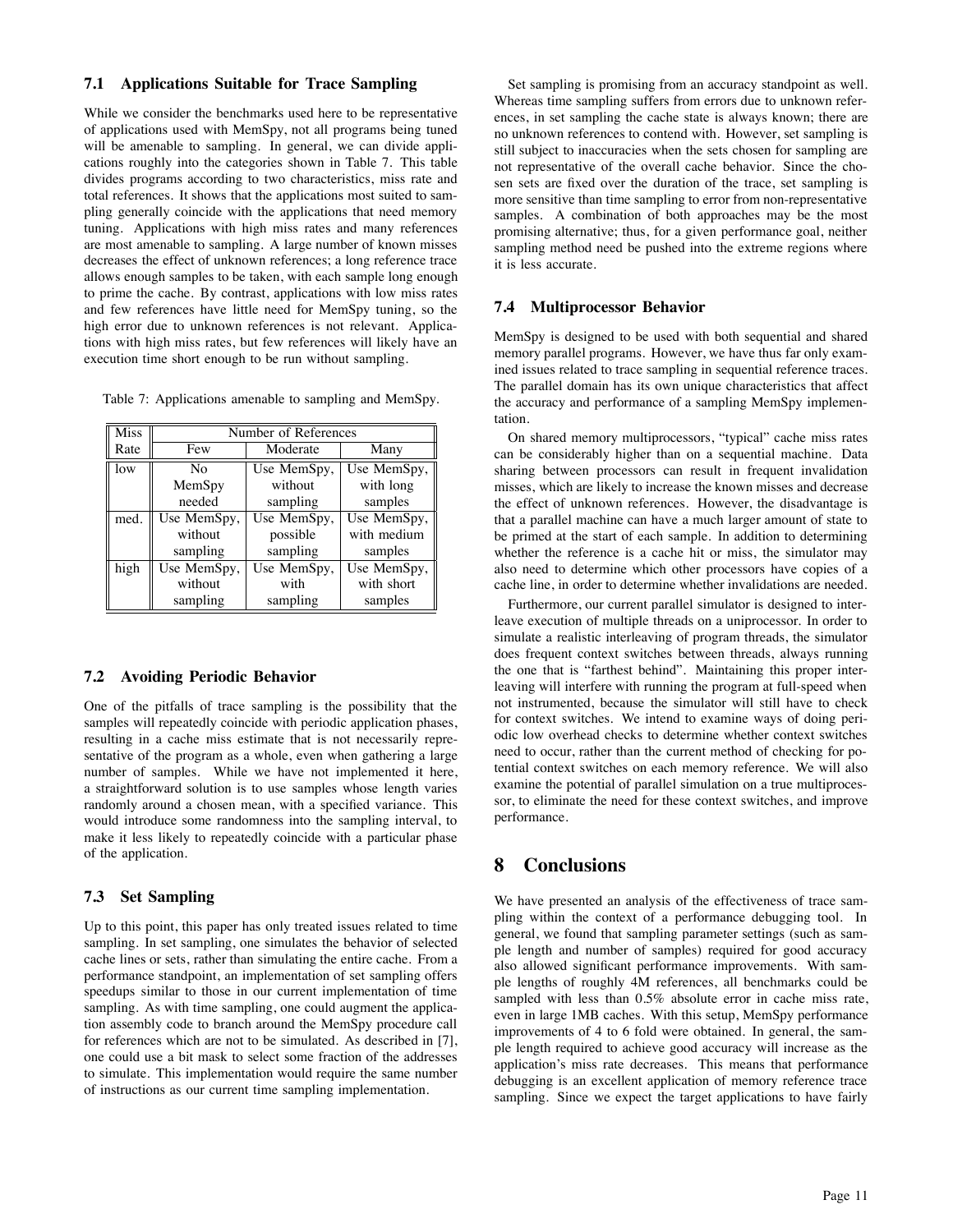### 7.1 Applications Suitable for Trace Sampling

While we consider the benchmarks used here to be representative of applications used with MemSpy, not all programs being tuned will be amenable to sampling. In general, we can divide applications roughly into the categories shown in Table 7. This table divides programs according to two characteristics, miss rate and total references. It shows that the applications most suited to sampling generally coincide with the applications that need memory tuning. Applications with high miss rates and many references are most amenable to sampling. A large number of known misses decreases the effect of unknown references; a long reference trace allows enough samples to be taken, with each sample long enough to prime the cache. By contrast, applications with low miss rates and few references have little need for MemSpy tuning, so the high error due to unknown references is not relevant. Applications with high miss rates, but few references will likely have an execution time short enough to be run without sampling.

Table 7: Applications amenable to sampling and MemSpy.

| Miss Rate | Number of References | | |
|---|---|---|---|
| | Few | Moderate | Many |
| low | No MemSpy needed | Use MemSpy, without sampling | Use MemSpy, with long samples |
| med. | Use MemSpy, without sampling | Use MemSpy, possible sampling | Use MemSpy, with medium samples |
| high | Use MemSpy, without sampling | Use MemSpy, with sampling | Use MemSpy, with short samples |

### 7.2 Avoiding Periodic Behavior

One of the pitfalls of trace sampling is the possibility that the samples will repeatedly coincide with periodic application phases, resulting in a cache miss estimate that is not necessarily representative of the program as a whole, even when gathering a large number of samples. While we have not implemented it here, a straightforward solution is to use samples whose length varies randomly around a chosen mean, with a specified variance. This would introduce some randomness into the sampling interval, to make it less likely to repeatedly coincide with a particular phase of the application.

### 7.3 Set Sampling

Up to this point, this paper has only treated issues related to time sampling. In set sampling, one simulates the behavior of selected cache lines or sets, rather than simulating the entire cache. From a performance standpoint, an implementation of set sampling offers speedups similar to those in our current implementation of time sampling. As with time sampling, one could augment the application assembly code to branch around the MemSpy procedure call for references which are not to be simulated. As described in [7], one could use a bit mask to select some fraction of the addresses to simulate. This implementation would require the same number of instructions as our current time sampling implementation.

Set sampling is promising from an accuracy standpoint as well. Whereas time sampling suffers from errors due to unknown references, in set sampling the cache state is always known; there are no unknown references to contend with. However, set sampling is still subject to inaccuracies when the sets chosen for sampling are not representative of the overall cache behavior. Since the chosen sets are fixed over the duration of the trace, set sampling is more sensitive than time sampling to error from non-representative samples. A combination of both approaches may be the most promising alternative; thus, for a given performance goal, neither sampling method need be pushed into the extreme regions where it is less accurate.

### 7.4 Multiprocessor Behavior

MemSpy is designed to be used with both sequential and shared memory parallel programs. However, we have thus far only examined issues related to trace sampling in sequential reference traces. The parallel domain has its own unique characteristics that affect the accuracy and performance of a sampling MemSpy implementation.

On shared memory multiprocessors, "typical" cache miss rates can be considerably higher than on a sequential machine. Data sharing between processors can result in frequent invalidation misses, which are likely to increase the known misses and decrease the effect of unknown references. However, the disadvantage is that a parallel machine can have a much larger amount of state to be primed at the start of each sample. In addition to determining whether the reference is a cache hit or miss, the simulator may also need to determine which other processors have copies of a cache line, in order to determine whether invalidations are needed.

Furthermore, our current parallel simulator is designed to interleave execution of multiple threads on a uniprocessor. In order to simulate a realistic interleaving of program threads, the simulator does frequent context switches between threads, always running the one that is "farthest behind". Maintaining this proper interleaving will interfere with running the program at full-speed when not instrumented, because the simulator will still have to check for context switches. We intend to examine ways of doing periodic low overhead checks to determine whether context switches need to occur, rather than the current method of checking for potential context switches on each memory reference. We will also examine the potential of parallel simulation on a true multiprocessor, to eliminate the need for these context switches, and improve performance.

## 8 Conclusions

We have presented an analysis of the effectiveness of trace sampling within the context of a performance debugging tool. In general, we found that sampling parameter settings (such as sample length and number of samples) required for good accuracy also allowed significant performance improvements. With sample lengths of roughly 4M references, all benchmarks could be sampled with less than 0.5% absolute error in cache miss rate, even in large 1MB caches. With this setup, MemSpy performance improvements of 4 to 6 fold were obtained. In general, the sample length required to achieve good accuracy will increase as the application's miss rate decreases. This means that performance debugging is an excellent application of memory reference trace sampling. Since we expect the target applications to have fairly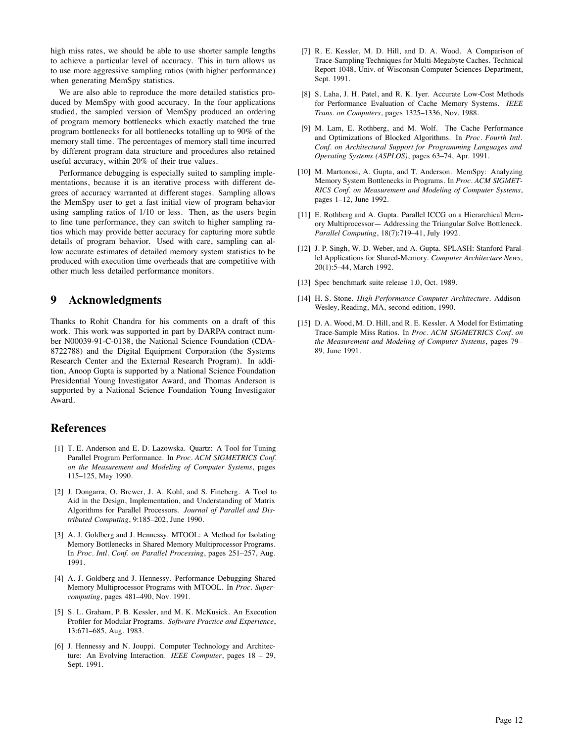high miss rates, we should be able to use shorter sample lengths to achieve a particular level of accuracy. This in turn allows us to use more aggressive sampling ratios (with higher performance) when generating MemSpy statistics.

We are also able to reproduce the more detailed statistics produced by MemSpy with good accuracy. In the four applications studied, the sampled version of MemSpy produced an ordering of program memory bottlenecks which exactly matched the true program bottlenecks for all bottlenecks totalling up to 90% of the memory stall time. The percentages of memory stall time incurred by different program data structure and procedures also retained useful accuracy, within 20% of their true values.

Performance debugging is especially suited to sampling implementations, because it is an iterative process with different degrees of accuracy warranted at different stages. Sampling allows the MemSpy user to get a fast initial view of program behavior using sampling ratios of 1/10 or less. Then, as the users begin to fine tune performance, they can switch to higher sampling ratios which may provide better accuracy for capturing more subtle details of program behavior. Used with care, sampling can allow accurate estimates of detailed memory system statistics to be produced with execution time overheads that are competitive with other much less detailed performance monitors.

## 9 Acknowledgments

Thanks to Rohit Chandra for his comments on a draft of this work. This work was supported in part by DARPA contract number N00039-91-C-0138, the National Science Foundation (CDA-8722788) and the Digital Equipment Corporation (the Systems Research Center and the External Research Program). In addition, Anoop Gupta is supported by a National Science Foundation Presidential Young Investigator Award, and Thomas Anderson is supported by a National Science Foundation Young Investigator Award.

## References

[1] T. E. Anderson and E. D. Lazowska. Quartz: A Tool for Tuning Parallel Program Performance. In *Proc. ACM SIGMETRICS Conf. on the Measurement and Modeling of Computer Systems*, pages 115–125, May 1990.

[2] J. Dongarra, O. Brewer, J. A. Kohl, and S. Fineberg. A Tool to Aid in the Design, Implementation, and Understanding of Matrix Algorithms for Parallel Processors. *Journal of Parallel and Distributed Computing*, 9:185–202, June 1990.

[3] A. J. Goldberg and J. Hennessy. MTOOL: A Method for Isolating Memory Bottlenecks in Shared Memory Multiprocessor Programs. In *Proc. Intl. Conf. on Parallel Processing*, pages 251–257, Aug. 1991.

[4] A. J. Goldberg and J. Hennessy. Performance Debugging Shared Memory Multiprocessor Programs with MTOOL. In *Proc. Supercomputing*, pages 481–490, Nov. 1991.

[5] S. L. Graham, P. B. Kessler, and M. K. McKusick. An Execution Profiler for Modular Programs. *Software Practice and Experience*, 13:671–685, Aug. 1983.

[6] J. Hennessy and N. Jouppi. Computer Technology and Architecture: An Evolving Interaction. *IEEE Computer*, pages 18 – 29, Sept. 1991.

[7] R. E. Kessler, M. D. Hill, and D. A. Wood. A Comparison of Trace-Sampling Techniques for Multi-Megabyte Caches. Technical Report 1048, Univ. of Wisconsin Computer Sciences Department, Sept. 1991.

[8] S. Laha, J. H. Patel, and R. K. Iyer. Accurate Low-Cost Methods for Performance Evaluation of Cache Memory Systems. *IEEE Trans. on Computers*, pages 1325–1336, Nov. 1988.

[9] M. Lam, E. Rothberg, and M. Wolf. The Cache Performance and Optimizations of Blocked Algorithms. In *Proc. Fourth Intl. Conf. on Architectural Support for Programming Languages and Operating Systems (ASPLOS)*, pages 63–74, Apr. 1991.

[10] M. Martonosi, A. Gupta, and T. Anderson. MemSpy: Analyzing Memory System Bottlenecks in Programs. In *Proc. ACM SIGMETRICS Conf. on Measurement and Modeling of Computer Systems*, pages 1–12, June 1992.

[11] E. Rothberg and A. Gupta. Parallel ICCG on a Hierarchical Memory Multiprocessor— Addressing the Triangular Solve Bottleneck. *Parallel Computing*, 18(7):719–41, July 1992.

[12] J. P. Singh, W.-D. Weber, and A. Gupta. SPLASH: Stanford Parallel Applications for Shared-Memory. *Computer Architecture News*, 20(1):5–44, March 1992.

[13] Spec benchmark suite release 1.0, Oct. 1989.

[14] H. S. Stone. *High-Performance Computer Architecture*. Addison-Wesley, Reading, MA, second edition, 1990.

[15] D. A. Wood, M. D. Hill, and R. E. Kessler. A Model for Estimating Trace-Sample Miss Ratios. In *Proc. ACM SIGMETRICS Conf. on the Measurement and Modeling of Computer Systems*, pages 79–89, June 1991.